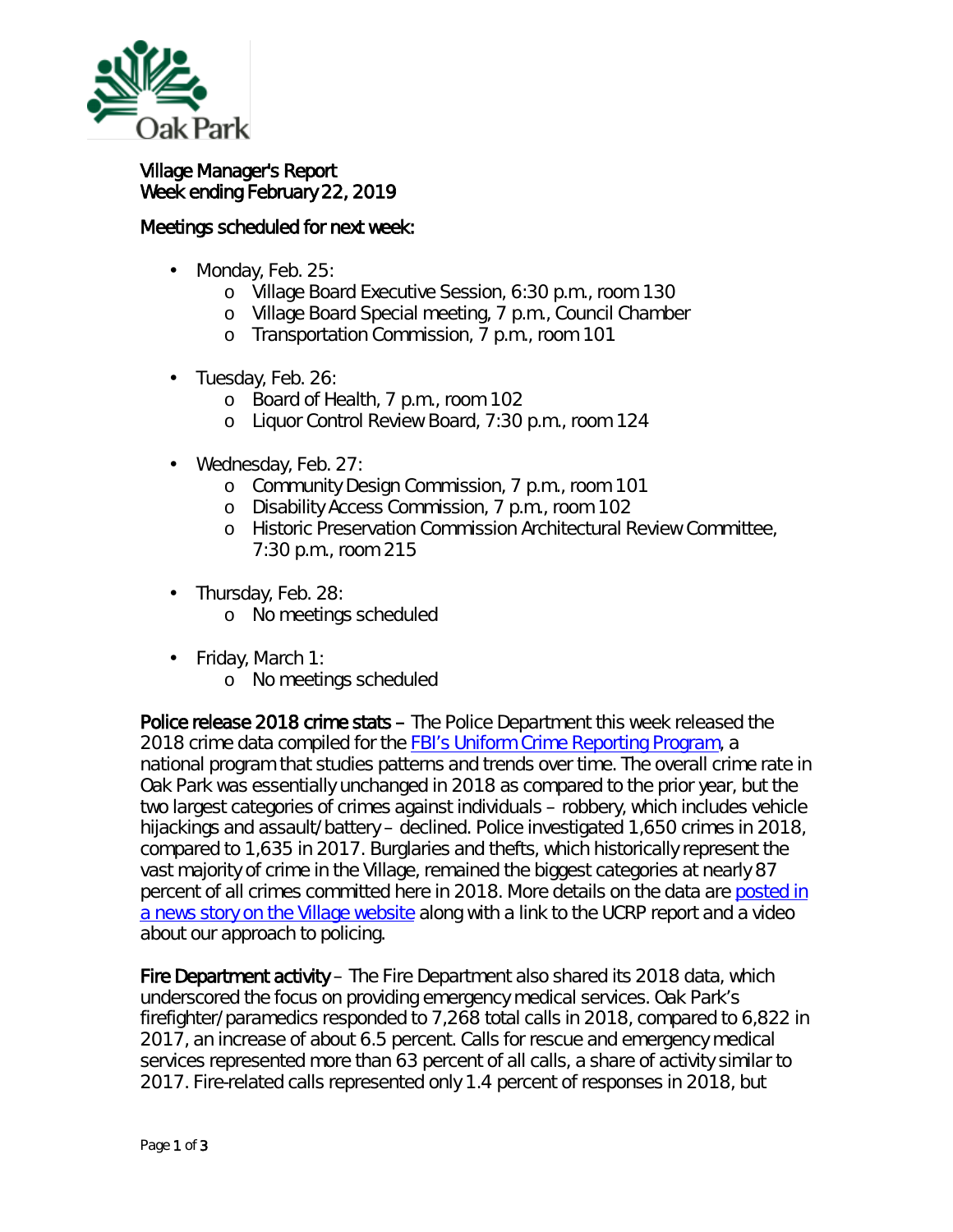Village Manager's Report
Week ending February 22, 2019

Meetings scheduled for next week:

- Monday, Feb. 25:
  - Village Board Executive Session, 6:30 p.m., room 130
  - Village Board Special meeting, 7 p.m., Council Chamber
  - Transportation Commission, 7 p.m., room 101
- Tuesday, Feb. 26:
  - Board of Health, 7 p.m., room 102
  - Liquor Control Review Board, 7:30 p.m., room 124
- Wednesday, Feb. 27:
  - Community Design Commission, 7 p.m., room 101
  - Disability Access Commission, 7 p.m., room 102
  - Historic Preservation Commission Architectural Review Committee, 7:30 p.m., room 215
- Thursday, Feb. 28:
  - No meetings scheduled
- Friday, March 1:
  - No meetings scheduled

**Police release 2018 crime stats** – The Police Department this week released the 2018 crime data compiled for the FBI's Uniform Crime Reporting Program, a national program that studies patterns and trends over time. The overall crime rate in Oak Park was essentially unchanged in 2018 as compared to the prior year, but the two largest categories of crimes against individuals – robbery, which includes vehicle hijackings and assault/battery – declined. Police investigated 1,650 crimes in 2018, compared to 1,635 in 2017. Burglaries and thefts, which historically represent the vast majority of crime in the Village, remained the biggest categories at nearly 87 percent of all crimes committed here in 2018. More details on the data are posted in a news story on the Village website along with a link to the UCRP report and a video about our approach to policing.

**Fire Department activity** – The Fire Department also shared its 2018 data, which underscored the focus on providing emergency medical services. Oak Park's firefighter/paramedics responded to 7,268 total calls in 2018, compared to 6,822 in 2017, an increase of about 6.5 percent. Calls for rescue and emergency medical services represented more than 63 percent of all calls, a share of activity similar to 2017. Fire-related calls represented only 1.4 percent of responses in 2018, but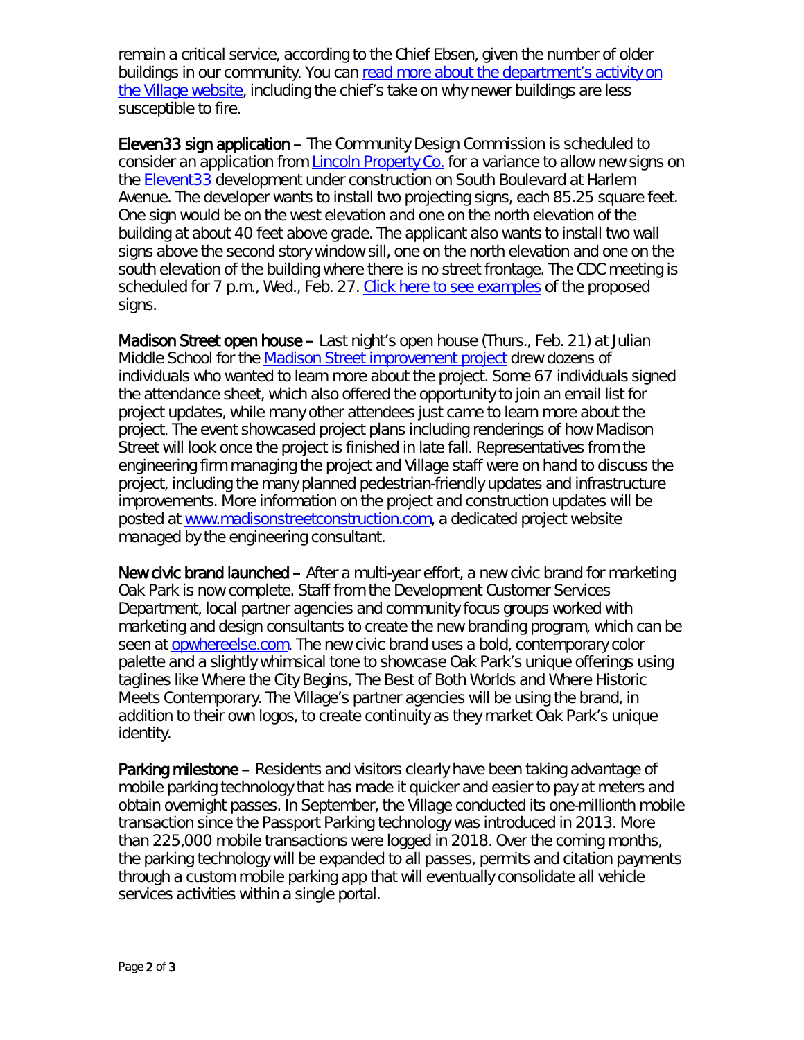remain a critical service, according to the Chief Ebsen, given the number of older buildings in our community. You can read more about the department's activity on the Village website, including the chief's take on why newer buildings are less susceptible to fire.

**Eleven33 sign application** – The Community Design Commission is scheduled to consider an application from Lincoln Property Co. for a variance to allow new signs on the Elevent33 development under construction on South Boulevard at Harlem Avenue. The developer wants to install two projecting signs, each 85.25 square feet. One sign would be on the west elevation and one on the north elevation of the building at about 40 feet above grade. The applicant also wants to install two wall signs above the second story window sill, one on the north elevation and one on the south elevation of the building where there is no street frontage. The CDC meeting is scheduled for 7 p.m., Wed., Feb. 27. Click here to see examples of the proposed signs.

**Madison Street open house** – Last night's open house (Thurs., Feb. 21) at Julian Middle School for the Madison Street improvement project drew dozens of individuals who wanted to learn more about the project. Some 67 individuals signed the attendance sheet, which also offered the opportunity to join an email list for project updates, while many other attendees just came to learn more about the project. The event showcased project plans including renderings of how Madison Street will look once the project is finished in late fall. Representatives from the engineering firm managing the project and Village staff were on hand to discuss the project, including the many planned pedestrian-friendly updates and infrastructure improvements. More information on the project and construction updates will be posted at www.madisonstreetconstruction.com, a dedicated project website managed by the engineering consultant.

**New civic brand launched** – After a multi-year effort, a new civic brand for marketing Oak Park is now complete. Staff from the Development Customer Services Department, local partner agencies and community focus groups worked with marketing and design consultants to create the new branding program, which can be seen at opwhereelse.com. The new civic brand uses a bold, contemporary color palette and a slightly whimsical tone to showcase Oak Park's unique offerings using taglines like Where the City Begins, The Best of Both Worlds and Where Historic Meets Contemporary. The Village's partner agencies will be using the brand, in addition to their own logos, to create continuity as they market Oak Park's unique identity.

**Parking milestone** – Residents and visitors clearly have been taking advantage of mobile parking technology that has made it quicker and easier to pay at meters and obtain overnight passes. In September, the Village conducted its one-millionth mobile transaction since the Passport Parking technology was introduced in 2013. More than 225,000 mobile transactions were logged in 2018. Over the coming months, the parking technology will be expanded to all passes, permits and citation payments through a custom mobile parking app that will eventually consolidate all vehicle services activities within a single portal.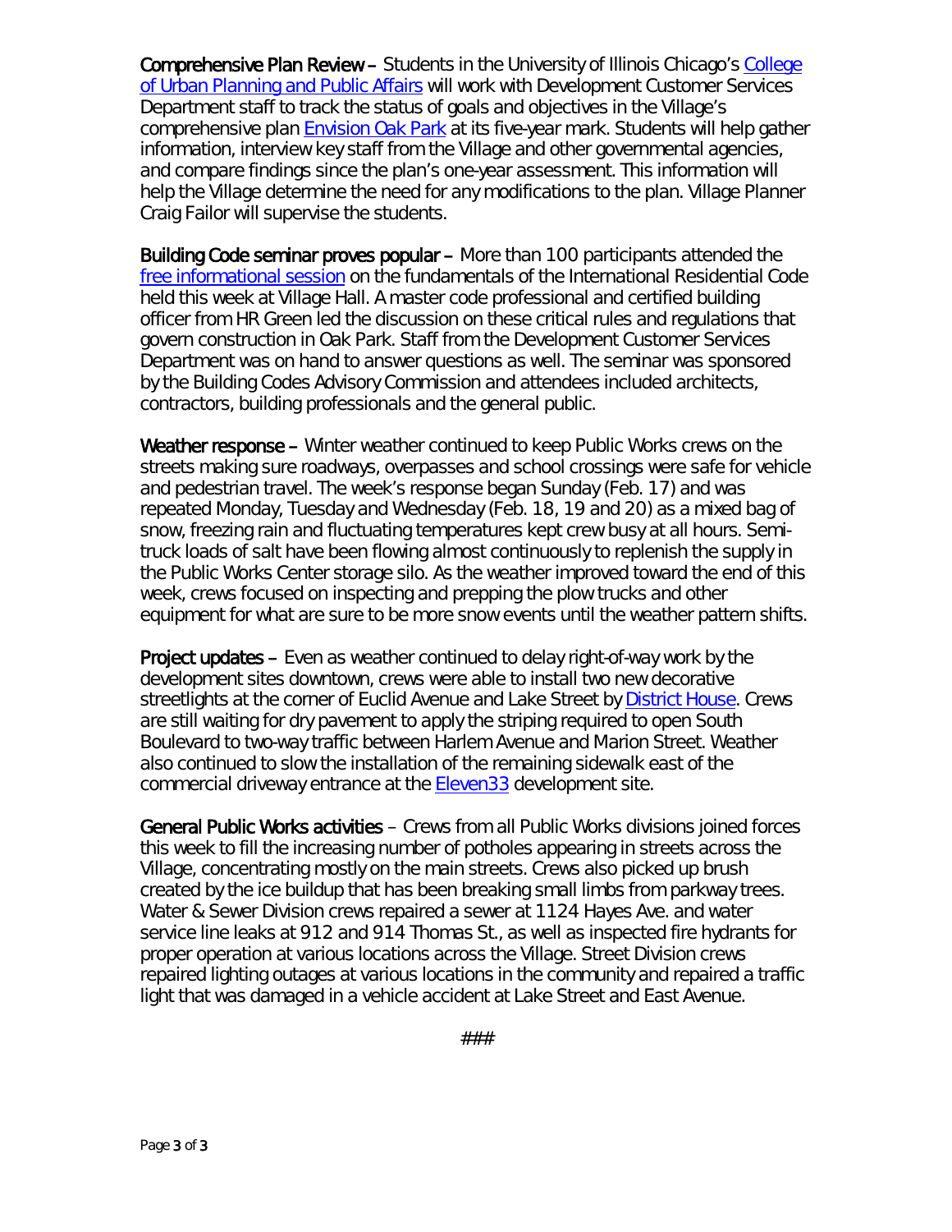**Comprehensive Plan Review** – Students in the University of Illinois Chicago's College of Urban Planning and Public Affairs will work with Development Customer Services Department staff to track the status of goals and objectives in the Village's comprehensive plan Envision Oak Park at its five-year mark. Students will help gather information, interview key staff from the Village and other governmental agencies, and compare findings since the plan's one-year assessment. This information will help the Village determine the need for any modifications to the plan. Village Planner Craig Failor will supervise the students.

**Building Code seminar proves popular** – More than 100 participants attended the free informational session on the fundamentals of the International Residential Code held this week at Village Hall. A master code professional and certified building officer from HR Green led the discussion on these critical rules and regulations that govern construction in Oak Park. Staff from the Development Customer Services Department was on hand to answer questions as well. The seminar was sponsored by the Building Codes Advisory Commission and attendees included architects, contractors, building professionals and the general public.

**Weather response** – Winter weather continued to keep Public Works crews on the streets making sure roadways, overpasses and school crossings were safe for vehicle and pedestrian travel. The week's response began Sunday (Feb. 17) and was repeated Monday, Tuesday and Wednesday (Feb. 18, 19 and 20) as a mixed bag of snow, freezing rain and fluctuating temperatures kept crew busy at all hours. Semi-truck loads of salt have been flowing almost continuously to replenish the supply in the Public Works Center storage silo. As the weather improved toward the end of this week, crews focused on inspecting and prepping the plow trucks and other equipment for what are sure to be more snow events until the weather pattern shifts.

**Project updates** – Even as weather continued to delay right-of-way work by the development sites downtown, crews were able to install two new decorative streetlights at the corner of Euclid Avenue and Lake Street by District House. Crews are still waiting for dry pavement to apply the striping required to open South Boulevard to two-way traffic between Harlem Avenue and Marion Street. Weather also continued to slow the installation of the remaining sidewalk east of the commercial driveway entrance at the Eleven33 development site.

**General Public Works activities** – Crews from all Public Works divisions joined forces this week to fill the increasing number of potholes appearing in streets across the Village, concentrating mostly on the main streets. Crews also picked up brush created by the ice buildup that has been breaking small limbs from parkway trees. Water & Sewer Division crews repaired a sewer at 1124 Hayes Ave. and water service line leaks at 912 and 914 Thomas St., as well as inspected fire hydrants for proper operation at various locations across the Village. Street Division crews repaired lighting outages at various locations in the community and repaired a traffic light that was damaged in a vehicle accident at Lake Street and East Avenue.

###